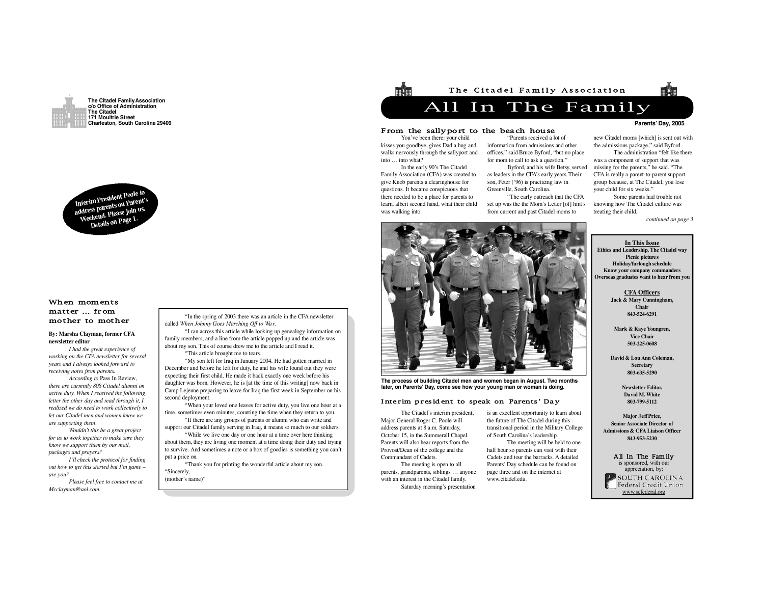The Citadel Family Association
c/o Office of Administration
The Citadel
171 Moultrie Street
Charleston, South Carolina 29409

Interim President Poole to address parents on Parent's Weekend. Please join us. Details on Page 1.

## When moments matter … from mother to mother

**By: Marsha Clayman, former CFA newsletter editor**

*I had the great experience of working on the CFA newsletter for several years and I always looked forward to receiving notes from parents.*

*According to* Pass In Review, *there are currently 808 Citadel alumni on active duty. When I received the following letter the other day and read through it, I realized we do need to work collectively to let our Citadel men and women know we are supporting them.*

*Wouldn't this be a great project for us to work together to make sure they know we support them by our mail, packages and prayers?*

*I'll check the protocol for finding out how to get this started but I'm game – are you?*

*Please feel free to contact me at Mcclayman@aol.com.*

"In the spring of 2003 there was an article in the CFA newsletter called *When Johnny Goes Marching Off to War*.

"I ran across this article while looking up genealogy information on family members, and a line from the article popped up and the article was about my son. This of course drew me to the article and I read it.

"This article brought me to tears.

"My son left for Iraq in January 2004. He had gotten married in December and before he left for duty, he and his wife found out they were expecting their first child. He made it back exactly one week before his daughter was born. However, he is [at the time of this writing] now back in Camp Lejeune preparing to leave for Iraq the first week in September on his second deployment.

"When your loved one leaves for active duty, you live one hour at a time, sometimes even minutes, counting the time when they return to you.

"If there are any groups of parents or alumni who can write and support our Citadel family serving in Iraq, it means so much to our soldiers.

"While we live one day or one hour at a time over here thinking about them, they are living one moment at a time doing their duty and trying to survive. And sometimes a note or a box of goodies is something you can't put a price on.

"Thank you for printing the wonderful article about my son.

"Sincerely,
(mother's name)"

The Citadel Family Association

# All In The Family

**Parents' Day, 2005**

## From the sallyport to the beach house

You've been there: your child kisses you goodbye, gives Dad a hug and walks nervously through the sallyport and into … into what?

In the early 90's The Citadel Family Association (CFA) was created to give Knob parents a clearinghouse for questions. It became conspicuous that there needed to be a place for parents to learn, albeit second hand, what their child was walking into.

"Parents received a lot of information from admissions and other offices," said Bruce Byford, "but no place for mom to call to ask a question."

Byford, and his wife Betsy, served as leaders in the CFA's early years. Their son, Peter ('96) is practicing law in Greenville, South Carolina.

"The early outreach that the CFA set up was the the Mom's Letter [of] hint's from current and past Citadel moms to new Citadel moms [which] is sent out with the admissions package," said Byford.

The administration "felt like there was a component of support that was missing for the parents," he said. "The CFA is really a parent-to-parent support group because, at The Citadel, you lose your child for six weeks."

Some parents had trouble not knowing how The Citadel culture was treating their child.

*continued on page 3*

**The process of building Citadel men and women began in August. Two months later, on Parents' Day, come see how your young man or woman is doing.**

## Interim president to speak on Parents' Day

The Citadel's interim president, Major General Roger C. Poole will address parents at 8 a.m. Saturday, October 15, in the Summerall Chapel. Parents will also hear reports from the Provost/Dean of the college and the Commandant of Cadets.

The meeting is open to all parents, grandparents, siblings … anyone with an interest in the Citadel family.

Saturday morning's presentation is an excellent opportunity to learn about the future of The Citadel during this transitional period in the Military College of South Carolina's leadership.

The meeting will be held to one-half hour so parents can visit with their Cadets and tour the barracks. A detailed Parents' Day schedule can be found on page three and on the internet at www.citadel.edu.

**In This Issue**

**Ethics and Leadership, The Citadel way**
**Picnic pictures**
**Holiday/furlough schedule**
**Know your company commanders**
**Overseas graduates want to hear from you**

**CFA Officers**

**Jack & Mary Cunningham, Chair**
**843-524-6291**

**Mark & Kaye Youngren, Vice Chair**
**503-225-0608**

**David & Lou Ann Coleman, Secretary**
**803-635-5290**

**Newsletter Editor, David M. White**
**803-799-5112**

**Major Jeff Price, Senior Associate Director of Admissions & CFA Liaison Officer**
**843-953-5230**

All In The Family is sponsored, with our appreciation, by:
SOUTH CAROLINA Federal Credit Union
www.scfederal.org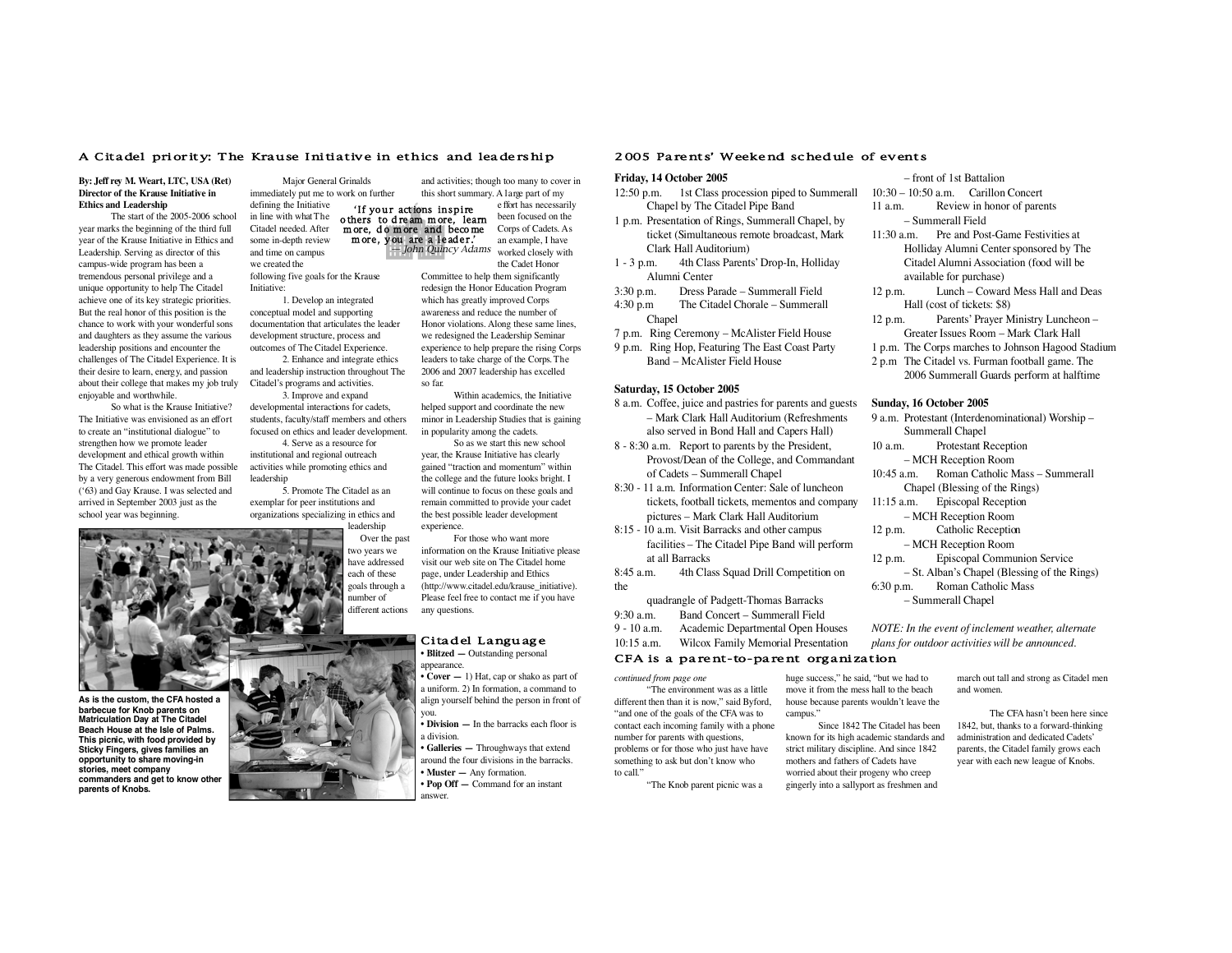## A Citadel priority: The Krause Initiative in ethics and leadership

**By: Jeffrey M. Weart, LTC, USA (Ret)**
**Director of the Krause Initiative in Ethics and Leadership**

The start of the 2005-2006 school year marks the beginning of the third full year of the Krause Initiative in Ethics and Leadership. Serving as director of this campus-wide program has been a tremendous personal privilege and a unique opportunity to help The Citadel achieve one of its key strategic priorities. But the real honor of this position is the chance to work with your wonderful sons and daughters as they assume the various leadership positions and encounter the challenges of The Citadel Experience. It is their desire to learn, energy, and passion about their college that makes my job truly enjoyable and worthwhile.

So what is the Krause Initiative? The Initiative was envisioned as an effort to create an "institutional dialogue" to strengthen how we promote leader development and ethical growth within The Citadel. This effort was made possible by a very generous endowment from Bill ('63) and Gay Krause. I was selected and arrived in September 2003 just as the school year was beginning.

Major General Grinalds immediately put me to work on further defining the Initiative in line with what The Citadel needed. After some in-depth review and time on campus we created the following five goals for the Krause Initiative:

> 'If your actions inspire others to dream more, learn more, do more and become more, you are a leader.'
> — *John Quincy Adams*

1. Develop an integrated conceptual model and supporting documentation that articulates the leader development structure, process and outcomes of The Citadel Experience.
2. Enhance and integrate ethics and leadership instruction throughout The Citadel's programs and activities.
3. Improve and expand developmental interactions for cadets, students, faculty/staff members and others focused on ethics and leader development.
4. Serve as a resource for institutional and regional outreach activities while promoting ethics and leadership
5. Promote The Citadel as an exemplar for peer institutions and organizations specializing in ethics and leadership

Over the past two years we have addressed each of these goals through a number of different actions and activities; though too many to cover in this short summary. A large part of my effort has necessarily been focused on the Corps of Cadets. As an example, I have worked closely with the Cadet Honor Committee to help them significantly redesign the Honor Education Program which has greatly improved Corps awareness and reduce the number of Honor violations. Along these same lines, we redesigned the Leadership Seminar experience to help prepare the rising Corps leaders to take charge of the Corps. The 2006 and 2007 leadership has excelled so far.

Within academics, the Initiative helped support and coordinate the new minor in Leadership Studies that is gaining in popularity among the cadets.

So as we start this new school year, the Krause Initiative has clearly gained "traction and momentum" within the college and the future looks bright. I will continue to focus on these goals and remain committed to provide your cadet the best possible leader development experience.

For those who want more information on the Krause Initiative please visit our web site on The Citadel home page, under Leadership and Ethics (http://www.citadel.edu/krause_initiative). Please feel free to contact me if you have any questions.

**As is the custom, the CFA hosted a barbecue for Knob parents on Matriculation Day at The Citadel Beach House at the Isle of Palms. This picnic, with food provided by Sticky Fingers, gives families an opportunity to share moving-in stories, meet company commanders and get to know other parents of Knobs.**

## Citadel Language

- **Blitzed —** Outstanding personal appearance.
- **Cover —** 1) Hat, cap or shako as part of a uniform. 2) In formation, a command to align yourself behind the person in front of you.
- **Division —** In the barracks each floor is a division.
- **Galleries —** Throughways that extend around the four divisions in the barracks.
- **Muster —** Any formation.
- **Pop Off —** Command for an instant answer.

## 2005 Parents' Weekend schedule of events

**Friday, 14 October 2005**

12:50 p.m. 1st Class procession piped to Summerall Chapel by The Citadel Pipe Band
1 p.m. Presentation of Rings, Summerall Chapel, by ticket (Simultaneous remote broadcast, Mark Clark Hall Auditorium)
1 - 3 p.m. 4th Class Parents' Drop-In, Holliday Alumni Center
3:30 p.m. Dress Parade – Summerall Field
4:30 p.m The Citadel Chorale – Summerall Chapel
7 p.m. Ring Ceremony – McAlister Field House
9 p.m. Ring Hop, Featuring The East Coast Party Band – McAlister Field House

**Saturday, 15 October 2005**

8 a.m. Coffee, juice and pastries for parents and guests – Mark Clark Hall Auditorium (Refreshments also served in Bond Hall and Capers Hall)
8 - 8:30 a.m. Report to parents by the President, Provost/Dean of the College, and Commandant of Cadets – Summerall Chapel
8:30 - 11 a.m. Information Center: Sale of luncheon tickets, football tickets, mementos and company pictures – Mark Clark Hall Auditorium
8:15 - 10 a.m. Visit Barracks and other campus facilities – The Citadel Pipe Band will perform at all Barracks
8:45 a.m. 4th Class Squad Drill Competition on the quadrangle of Padgett-Thomas Barracks
9:30 a.m. Band Concert – Summerall Field
9 - 10 a.m. Academic Departmental Open Houses
10:15 a.m. Wilcox Family Memorial Presentation – front of 1st Battalion
10:30 – 10:50 a.m. Carillon Concert
11 a.m. Review in honor of parents – Summerall Field
11:30 a.m. Pre and Post-Game Festivities at Holliday Alumni Center sponsored by The Citadel Alumni Association (food will be available for purchase)
12 p.m. Lunch – Coward Mess Hall and Deas Hall (cost of tickets: $8)
12 p.m. Parents' Prayer Ministry Luncheon – Greater Issues Room – Mark Clark Hall
1 p.m. The Corps marches to Johnson Hagood Stadium
2 p.m The Citadel vs. Furman football game. The 2006 Summerall Guards perform at halftime

**Sunday, 16 October 2005**

9 a.m. Protestant (Interdenominational) Worship – Summerall Chapel
10 a.m. Protestant Reception – MCH Reception Room
10:45 a.m. Roman Catholic Mass – Summerall Chapel (Blessing of the Rings)
11:15 a.m. Episcopal Reception – MCH Reception Room
12 p.m. Catholic Reception – MCH Reception Room
12 p.m. Episcopal Communion Service – St. Alban's Chapel (Blessing of the Rings)
6:30 p.m. Roman Catholic Mass – Summerall Chapel

*NOTE: In the event of inclement weather, alternate plans for outdoor activities will be announced.*

## CFA is a parent-to-parent organization

*continued from page one*

"The environment was as a little different then than it is now," said Byford, "and one of the goals of the CFA was to contact each incoming family with a phone number for parents with questions, problems or for those who just have have something to ask but don't know who to call."

"The Knob parent picnic was a huge success," he said, "but we had to move it from the mess hall to the beach house because parents wouldn't leave the campus."

Since 1842 The Citadel has been known for its high academic standards and strict military discipline. And since 1842 mothers and fathers of Cadets have worried about their progeny who creep gingerly into a sallyport as freshmen and march out tall and strong as Citadel men and women.

The CFA hasn't been here since 1842, but, thanks to a forward-thinking administration and dedicated Cadets' parents, the Citadel family grows each year with each new league of Knobs.